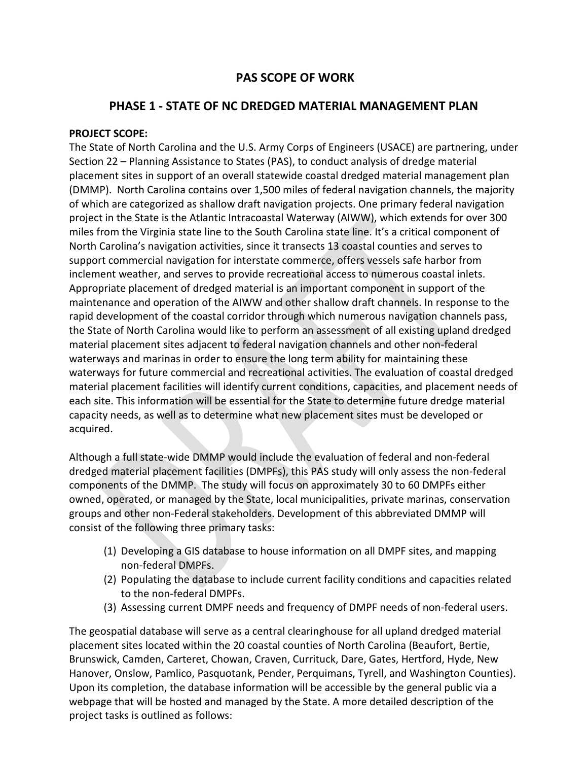# PAS SCOPE OF WORK

## PHASE 1 - STATE OF NC DREDGED MATERIAL MANAGEMENT PLAN

**PROJECT SCOPE:**

The State of North Carolina and the U.S. Army Corps of Engineers (USACE) are partnering, under Section 22 – Planning Assistance to States (PAS), to conduct analysis of dredge material placement sites in support of an overall statewide coastal dredged material management plan (DMMP). North Carolina contains over 1,500 miles of federal navigation channels, the majority of which are categorized as shallow draft navigation projects. One primary federal navigation project in the State is the Atlantic Intracoastal Waterway (AIWW), which extends for over 300 miles from the Virginia state line to the South Carolina state line. It's a critical component of North Carolina's navigation activities, since it transects 13 coastal counties and serves to support commercial navigation for interstate commerce, offers vessels safe harbor from inclement weather, and serves to provide recreational access to numerous coastal inlets. Appropriate placement of dredged material is an important component in support of the maintenance and operation of the AIWW and other shallow draft channels. In response to the rapid development of the coastal corridor through which numerous navigation channels pass, the State of North Carolina would like to perform an assessment of all existing upland dredged material placement sites adjacent to federal navigation channels and other non-federal waterways and marinas in order to ensure the long term ability for maintaining these waterways for future commercial and recreational activities. The evaluation of coastal dredged material placement facilities will identify current conditions, capacities, and placement needs of each site. This information will be essential for the State to determine future dredge material capacity needs, as well as to determine what new placement sites must be developed or acquired.

Although a full state-wide DMMP would include the evaluation of federal and non-federal dredged material placement facilities (DMPFs), this PAS study will only assess the non-federal components of the DMMP. The study will focus on approximately 30 to 60 DMPFs either owned, operated, or managed by the State, local municipalities, private marinas, conservation groups and other non-Federal stakeholders. Development of this abbreviated DMMP will consist of the following three primary tasks:

1. Developing a GIS database to house information on all DMPF sites, and mapping non-federal DMPFs.
2. Populating the database to include current facility conditions and capacities related to the non-federal DMPFs.
3. Assessing current DMPF needs and frequency of DMPF needs of non-federal users.

The geospatial database will serve as a central clearinghouse for all upland dredged material placement sites located within the 20 coastal counties of North Carolina (Beaufort, Bertie, Brunswick, Camden, Carteret, Chowan, Craven, Currituck, Dare, Gates, Hertford, Hyde, New Hanover, Onslow, Pamlico, Pasquotank, Pender, Perquimans, Tyrell, and Washington Counties). Upon its completion, the database information will be accessible by the general public via a webpage that will be hosted and managed by the State. A more detailed description of the project tasks is outlined as follows: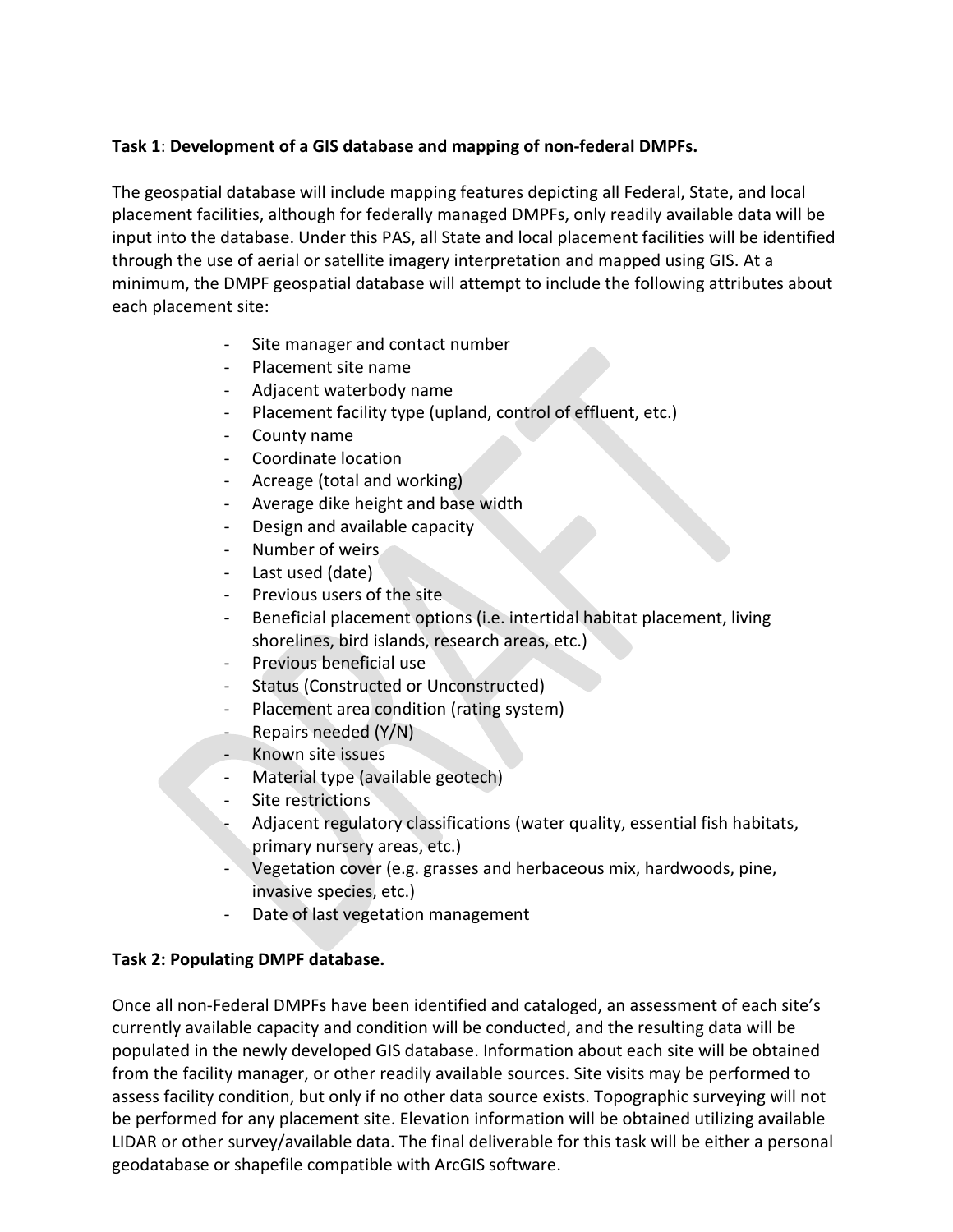**Task 1**: **Development of a GIS database and mapping of non-federal DMPFs.**

The geospatial database will include mapping features depicting all Federal, State, and local placement facilities, although for federally managed DMPFs, only readily available data will be input into the database. Under this PAS, all State and local placement facilities will be identified through the use of aerial or satellite imagery interpretation and mapped using GIS. At a minimum, the DMPF geospatial database will attempt to include the following attributes about each placement site:

- Site manager and contact number
- Placement site name
- Adjacent waterbody name
- Placement facility type (upland, control of effluent, etc.)
- County name
- Coordinate location
- Acreage (total and working)
- Average dike height and base width
- Design and available capacity
- Number of weirs
- Last used (date)
- Previous users of the site
- Beneficial placement options (i.e. intertidal habitat placement, living shorelines, bird islands, research areas, etc.)
- Previous beneficial use
- Status (Constructed or Unconstructed)
- Placement area condition (rating system)
- Repairs needed (Y/N)
- Known site issues
- Material type (available geotech)
- Site restrictions
- Adjacent regulatory classifications (water quality, essential fish habitats, primary nursery areas, etc.)
- Vegetation cover (e.g. grasses and herbaceous mix, hardwoods, pine, invasive species, etc.)
- Date of last vegetation management

**Task 2: Populating DMPF database.**

Once all non-Federal DMPFs have been identified and cataloged, an assessment of each site's currently available capacity and condition will be conducted, and the resulting data will be populated in the newly developed GIS database. Information about each site will be obtained from the facility manager, or other readily available sources. Site visits may be performed to assess facility condition, but only if no other data source exists. Topographic surveying will not be performed for any placement site. Elevation information will be obtained utilizing available LIDAR or other survey/available data. The final deliverable for this task will be either a personal geodatabase or shapefile compatible with ArcGIS software.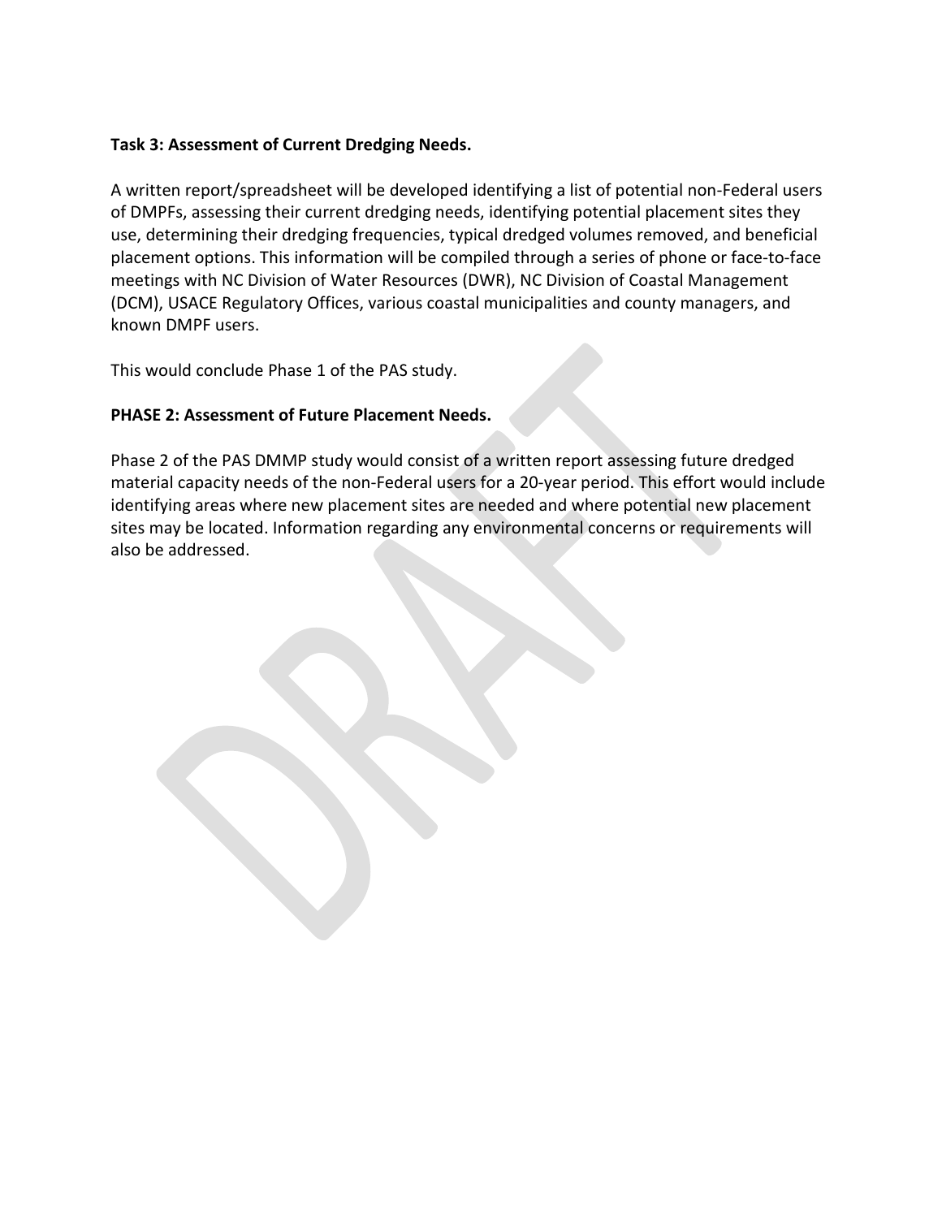**Task 3: Assessment of Current Dredging Needs.**

A written report/spreadsheet will be developed identifying a list of potential non-Federal users of DMPFs, assessing their current dredging needs, identifying potential placement sites they use, determining their dredging frequencies, typical dredged volumes removed, and beneficial placement options. This information will be compiled through a series of phone or face-to-face meetings with NC Division of Water Resources (DWR), NC Division of Coastal Management (DCM), USACE Regulatory Offices, various coastal municipalities and county managers, and known DMPF users.

This would conclude Phase 1 of the PAS study.

**PHASE 2: Assessment of Future Placement Needs.**

Phase 2 of the PAS DMMP study would consist of a written report assessing future dredged material capacity needs of the non-Federal users for a 20-year period. This effort would include identifying areas where new placement sites are needed and where potential new placement sites may be located. Information regarding any environmental concerns or requirements will also be addressed.